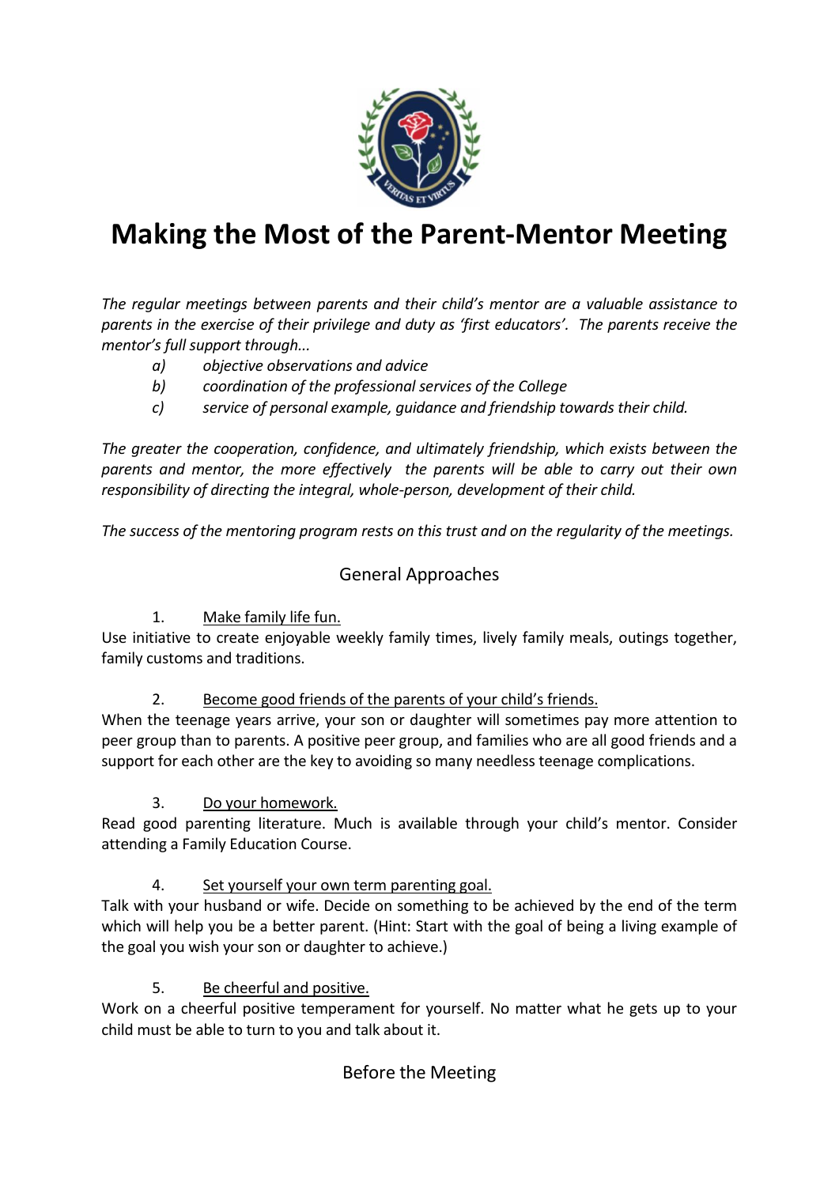# Making the Most of the Parent-Mentor Meeting

*The regular meetings between parents and their child's mentor are a valuable assistance to parents in the exercise of their privilege and duty as 'first educators'. The parents receive the mentor's full support through...*

*a) objective observations and advice*
*b) coordination of the professional services of the College*
*c) service of personal example, guidance and friendship towards their child.*

*The greater the cooperation, confidence, and ultimately friendship, which exists between the parents and mentor, the more effectively the parents will be able to carry out their own responsibility of directing the integral, whole-person, development of their child.*

*The success of the mentoring program rests on this trust and on the regularity of the meetings.*

## General Approaches

1. <u>Make family life fun.</u>

Use initiative to create enjoyable weekly family times, lively family meals, outings together, family customs and traditions.

2. <u>Become good friends of the parents of your child's friends.</u>

When the teenage years arrive, your son or daughter will sometimes pay more attention to peer group than to parents. A positive peer group, and families who are all good friends and a support for each other are the key to avoiding so many needless teenage complications.

3. <u>Do your homework.</u>

Read good parenting literature. Much is available through your child's mentor. Consider attending a Family Education Course.

4. <u>Set yourself your own term parenting goal.</u>

Talk with your husband or wife. Decide on something to be achieved by the end of the term which will help you be a better parent. (Hint: Start with the goal of being a living example of the goal you wish your son or daughter to achieve.)

5. <u>Be cheerful and positive.</u>

Work on a cheerful positive temperament for yourself. No matter what he gets up to your child must be able to turn to you and talk about it.

## Before the Meeting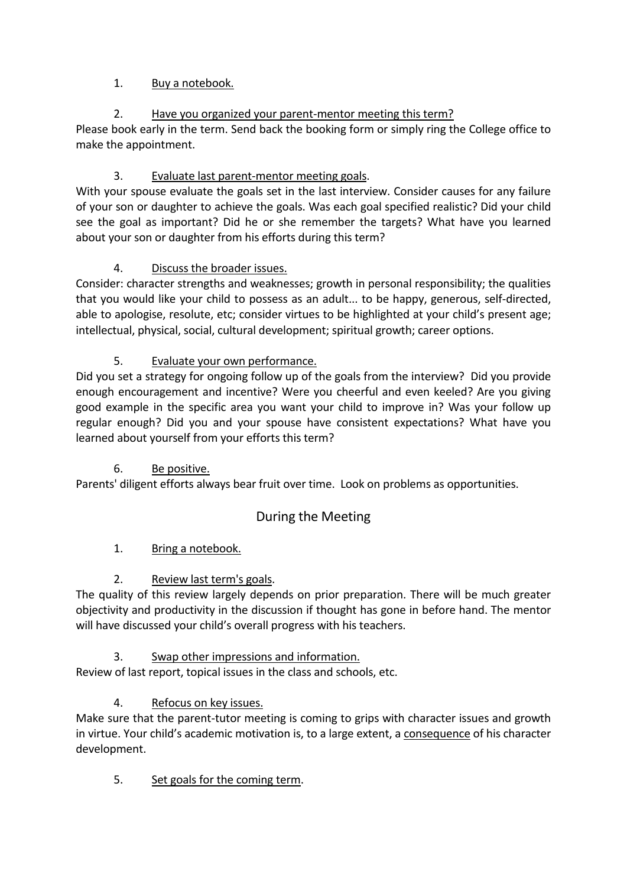1. <u>Buy a notebook.</u>

2. <u>Have you organized your parent-mentor meeting this term?</u>

Please book early in the term. Send back the booking form or simply ring the College office to make the appointment.

3. <u>Evaluate last parent-mentor meeting goals</u>.

With your spouse evaluate the goals set in the last interview. Consider causes for any failure of your son or daughter to achieve the goals. Was each goal specified realistic? Did your child see the goal as important? Did he or she remember the targets? What have you learned about your son or daughter from his efforts during this term?

4. <u>Discuss the broader issues.</u>

Consider: character strengths and weaknesses; growth in personal responsibility; the qualities that you would like your child to possess as an adult... to be happy, generous, self-directed, able to apologise, resolute, etc; consider virtues to be highlighted at your child's present age; intellectual, physical, social, cultural development; spiritual growth; career options.

5. <u>Evaluate your own performance.</u>

Did you set a strategy for ongoing follow up of the goals from the interview? Did you provide enough encouragement and incentive? Were you cheerful and even keeled? Are you giving good example in the specific area you want your child to improve in? Was your follow up regular enough? Did you and your spouse have consistent expectations? What have you learned about yourself from your efforts this term?

6. <u>Be positive.</u>

Parents' diligent efforts always bear fruit over time. Look on problems as opportunities.

## During the Meeting

1. <u>Bring a notebook.</u>

2. <u>Review last term's goals</u>.

The quality of this review largely depends on prior preparation. There will be much greater objectivity and productivity in the discussion if thought has gone in before hand. The mentor will have discussed your child's overall progress with his teachers.

3. <u>Swap other impressions and information.</u>

Review of last report, topical issues in the class and schools, etc.

4. <u>Refocus on key issues.</u>

Make sure that the parent-tutor meeting is coming to grips with character issues and growth in virtue. Your child's academic motivation is, to a large extent, a <u>consequence</u> of his character development.

5. <u>Set goals for the coming term</u>.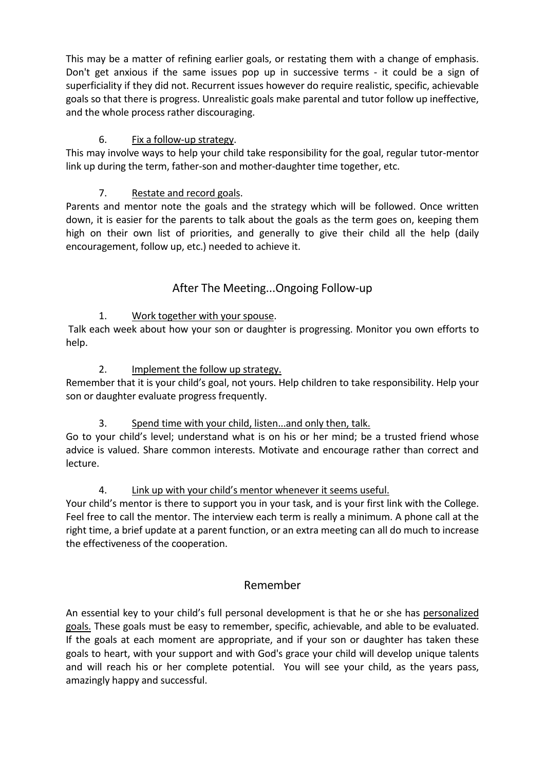This may be a matter of refining earlier goals, or restating them with a change of emphasis. Don't get anxious if the same issues pop up in successive terms - it could be a sign of superficiality if they did not. Recurrent issues however do require realistic, specific, achievable goals so that there is progress. Unrealistic goals make parental and tutor follow up ineffective, and the whole process rather discouraging.

6. <u>Fix a follow-up strategy</u>.

This may involve ways to help your child take responsibility for the goal, regular tutor-mentor link up during the term, father-son and mother-daughter time together, etc.

7. <u>Restate and record goals</u>.

Parents and mentor note the goals and the strategy which will be followed. Once written down, it is easier for the parents to talk about the goals as the term goes on, keeping them high on their own list of priorities, and generally to give their child all the help (daily encouragement, follow up, etc.) needed to achieve it.

## After The Meeting...Ongoing Follow-up

1. <u>Work together with your spouse</u>.

Talk each week about how your son or daughter is progressing. Monitor you own efforts to help.

2. <u>Implement the follow up strategy.</u>

Remember that it is your child's goal, not yours. Help children to take responsibility. Help your son or daughter evaluate progress frequently.

3. <u>Spend time with your child, listen...and only then, talk.</u>

Go to your child's level; understand what is on his or her mind; be a trusted friend whose advice is valued. Share common interests. Motivate and encourage rather than correct and lecture.

4. <u>Link up with your child's mentor whenever it seems useful.</u>

Your child's mentor is there to support you in your task, and is your first link with the College. Feel free to call the mentor. The interview each term is really a minimum. A phone call at the right time, a brief update at a parent function, or an extra meeting can all do much to increase the effectiveness of the cooperation.

## Remember

An essential key to your child's full personal development is that he or she has <u>personalized goals.</u> These goals must be easy to remember, specific, achievable, and able to be evaluated. If the goals at each moment are appropriate, and if your son or daughter has taken these goals to heart, with your support and with God's grace your child will develop unique talents and will reach his or her complete potential. You will see your child, as the years pass, amazingly happy and successful.